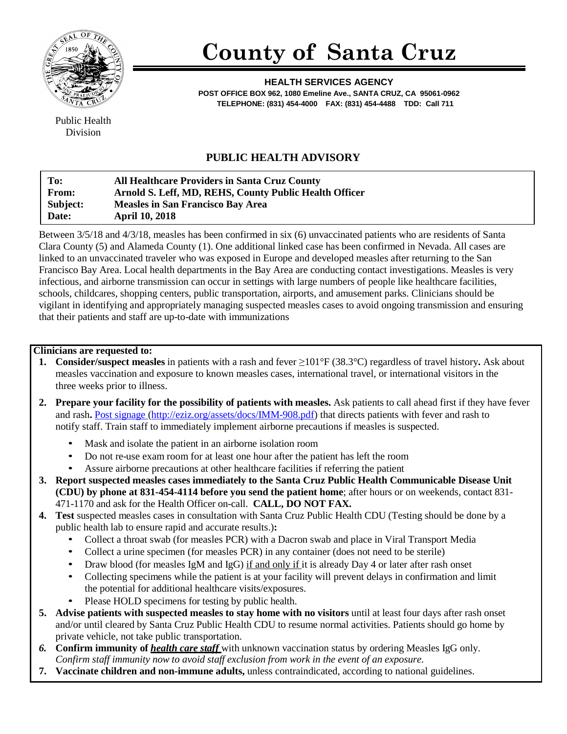# County of Santa Cruz

**HEALTH SERVICES AGENCY**

**POST OFFICE BOX 962, 1080 Emeline Ave., SANTA CRUZ, CA 95061-0962**

**TELEPHONE: (831) 454-4000 FAX: (831) 454-4488 TDD: Call 711**

Public Health Division

## PUBLIC HEALTH ADVISORY

| | |
|---|---|
| **To:** | **All Healthcare Providers in Santa Cruz County** |
| **From:** | **Arnold S. Leff, MD, REHS, County Public Health Officer** |
| **Subject:** | **Measles in San Francisco Bay Area** |
| **Date:** | **April 10, 2018** |

Between 3/5/18 and 4/3/18, measles has been confirmed in six (6) unvaccinated patients who are residents of Santa Clara County (5) and Alameda County (1). One additional linked case has been confirmed in Nevada. All cases are linked to an unvaccinated traveler who was exposed in Europe and developed measles after returning to the San Francisco Bay Area. Local health departments in the Bay Area are conducting contact investigations. Measles is very infectious, and airborne transmission can occur in settings with large numbers of people like healthcare facilities, schools, childcares, shopping centers, public transportation, airports, and amusement parks. Clinicians should be vigilant in identifying and appropriately managing suspected measles cases to avoid ongoing transmission and ensuring that their patients and staff are up-to-date with immunizations

**Clinicians are requested to:**

1. **Consider/suspect measles** in patients with a rash and fever ≥101°F (38.3°C) regardless of travel history**.** Ask about measles vaccination and exposure to known measles cases, international travel, or international visitors in the three weeks prior to illness.
2. **Prepare your facility for the possibility of patients with measles.** Ask patients to call ahead first if they have fever and rash**.** Post signage (http://eziz.org/assets/docs/IMM-908.pdf) that directs patients with fever and rash to notify staff. Train staff to immediately implement airborne precautions if measles is suspected.
   - Mask and isolate the patient in an airborne isolation room
   - Do not re-use exam room for at least one hour after the patient has left the room
   - Assure airborne precautions at other healthcare facilities if referring the patient
3. **Report suspected measles cases immediately to the Santa Cruz Public Health Communicable Disease Unit (CDU) by phone at 831-454-4114 before you send the patient home**; after hours or on weekends, contact 831-471-1170 and ask for the Health Officer on-call. **CALL, DO NOT FAX.**
4. **Test** suspected measles cases in consultation with Santa Cruz Public Health CDU (Testing should be done by a public health lab to ensure rapid and accurate results.)**:**
   - Collect a throat swab (for measles PCR) with a Dacron swab and place in Viral Transport Media
   - Collect a urine specimen (for measles PCR) in any container (does not need to be sterile)
   - Draw blood (for measles IgM and IgG) if and only if it is already Day 4 or later after rash onset
   - Collecting specimens while the patient is at your facility will prevent delays in confirmation and limit the potential for additional healthcare visits/exposures.
   - Please HOLD specimens for testing by public health.
5. **Advise patients with suspected measles to stay home with no visitors** until at least four days after rash onset and/or until cleared by Santa Cruz Public Health CDU to resume normal activities. Patients should go home by private vehicle, not take public transportation.
6. **Confirm immunity of *health care staff*** with unknown vaccination status by ordering Measles IgG only. *Confirm staff immunity now to avoid staff exclusion from work in the event of an exposure.*
7. **Vaccinate children and non-immune adults,** unless contraindicated, according to national guidelines.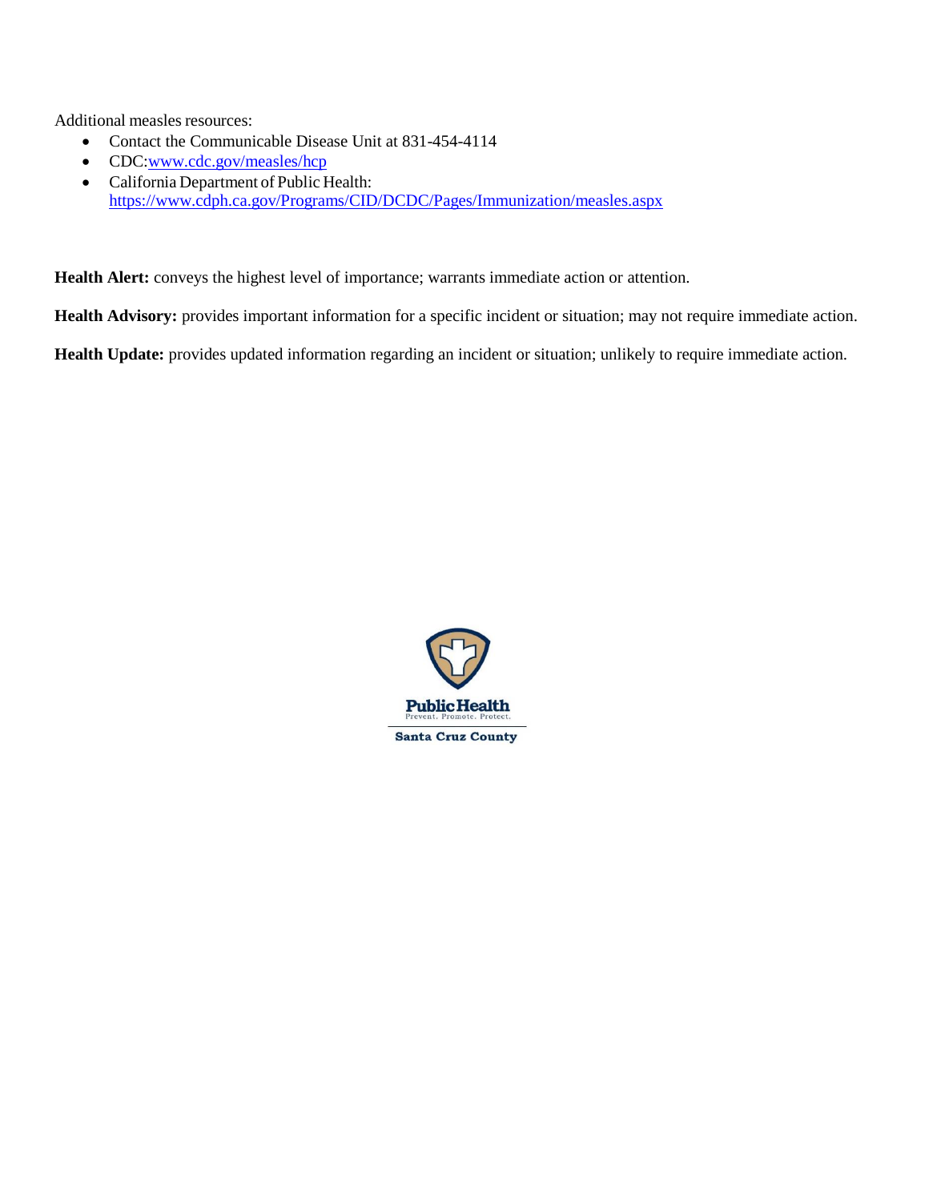Additional measles resources:

- Contact the Communicable Disease Unit at 831-454-4114
- CDC: www.cdc.gov/measles/hcp
- California Department of Public Health: https://www.cdph.ca.gov/Programs/CID/DCDC/Pages/Immunization/measles.aspx

**Health Alert:** conveys the highest level of importance; warrants immediate action or attention.

**Health Advisory:** provides important information for a specific incident or situation; may not require immediate action.

**Health Update:** provides updated information regarding an incident or situation; unlikely to require immediate action.

Public Health
Prevent. Promote. Protect.
Santa Cruz County